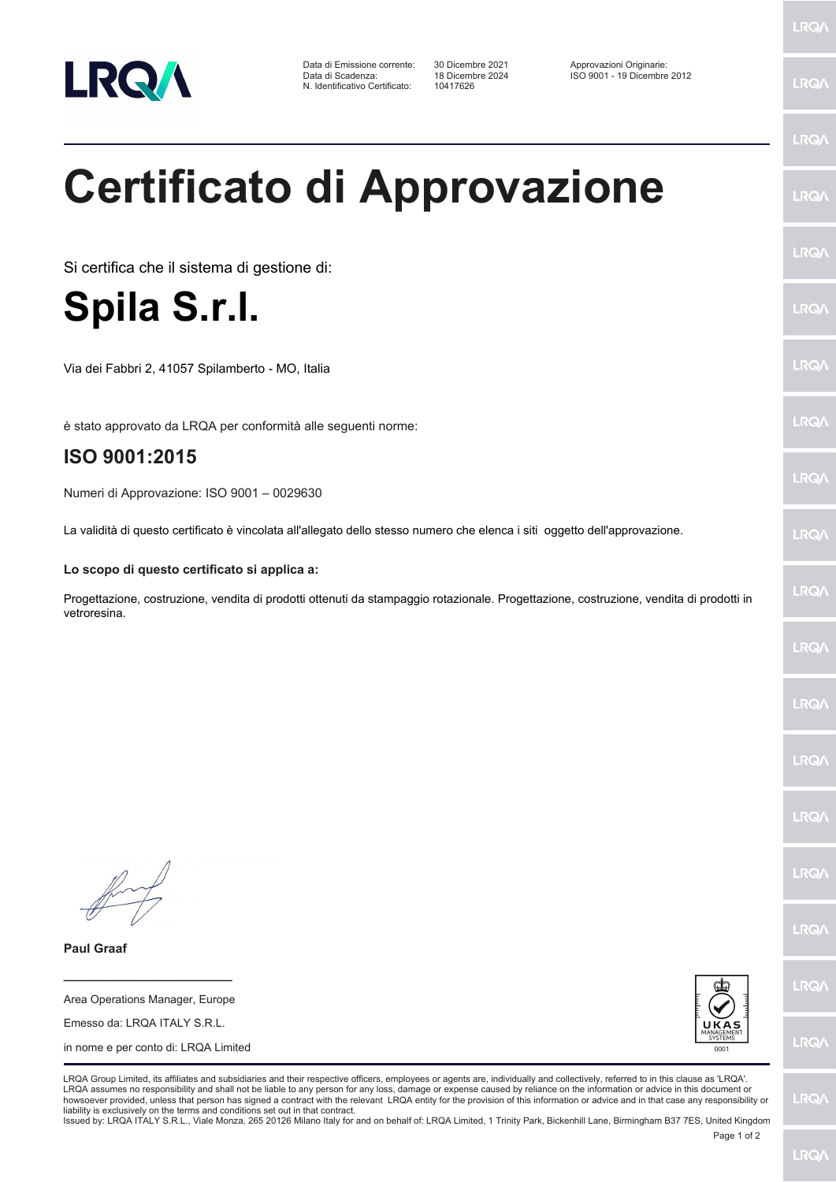| | | |
|---|---|---|
| Data di Emissione corrente: | 30 Dicembre 2021 | Approvazioni Originarie: |
| Data di Scadenza: | 18 Dicembre 2024 | ISO 9001 - 19 Dicembre 2012 |
| N. Identificativo Certificato: | 10417626 | |

# Certificato di Approvazione

Si certifica che il sistema di gestione di:

# Spila S.r.l.

Via dei Fabbri 2, 41057 Spilamberto - MO, Italia

è stato approvato da LRQA per conformità alle seguenti norme:

## ISO 9001:2015

Numeri di Approvazione: ISO 9001 – 0029630

La validità di questo certificato è vincolata all'allegato dello stesso numero che elenca i siti oggetto dell'approvazione.

**Lo scopo di questo certificato si applica a:**

Progettazione, costruzione, vendita di prodotti ottenuti da stampaggio rotazionale. Progettazione, costruzione, vendita di prodotti in vetroresina.

**Paul Graaf**

Area Operations Manager, Europe

Emesso da: LRQA ITALY S.R.L.

in nome e per conto di: LRQA Limited

UKAS MANAGEMENT SYSTEMS 0001

LRQA Group Limited, its affiliates and subsidiaries and their respective officers, employees or agents are, individually and collectively, referred to in this clause as 'LRQA'. LRQA assumes no responsibility and shall not be liable to any person for any loss, damage or expense caused by reliance on the information or advice in this document or howsoever provided, unless that person has signed a contract with the relevant LRQA entity for the provision of this information or advice and in that case any responsibility or liability is exclusively on the terms and conditions set out in that contract.

Issued by: LRQA ITALY S.R.L., Viale Monza, 265 20126 Milano Italy for and on behalf of: LRQA Limited, 1 Trinity Park, Bickenhill Lane, Birmingham B37 7ES, United Kingdom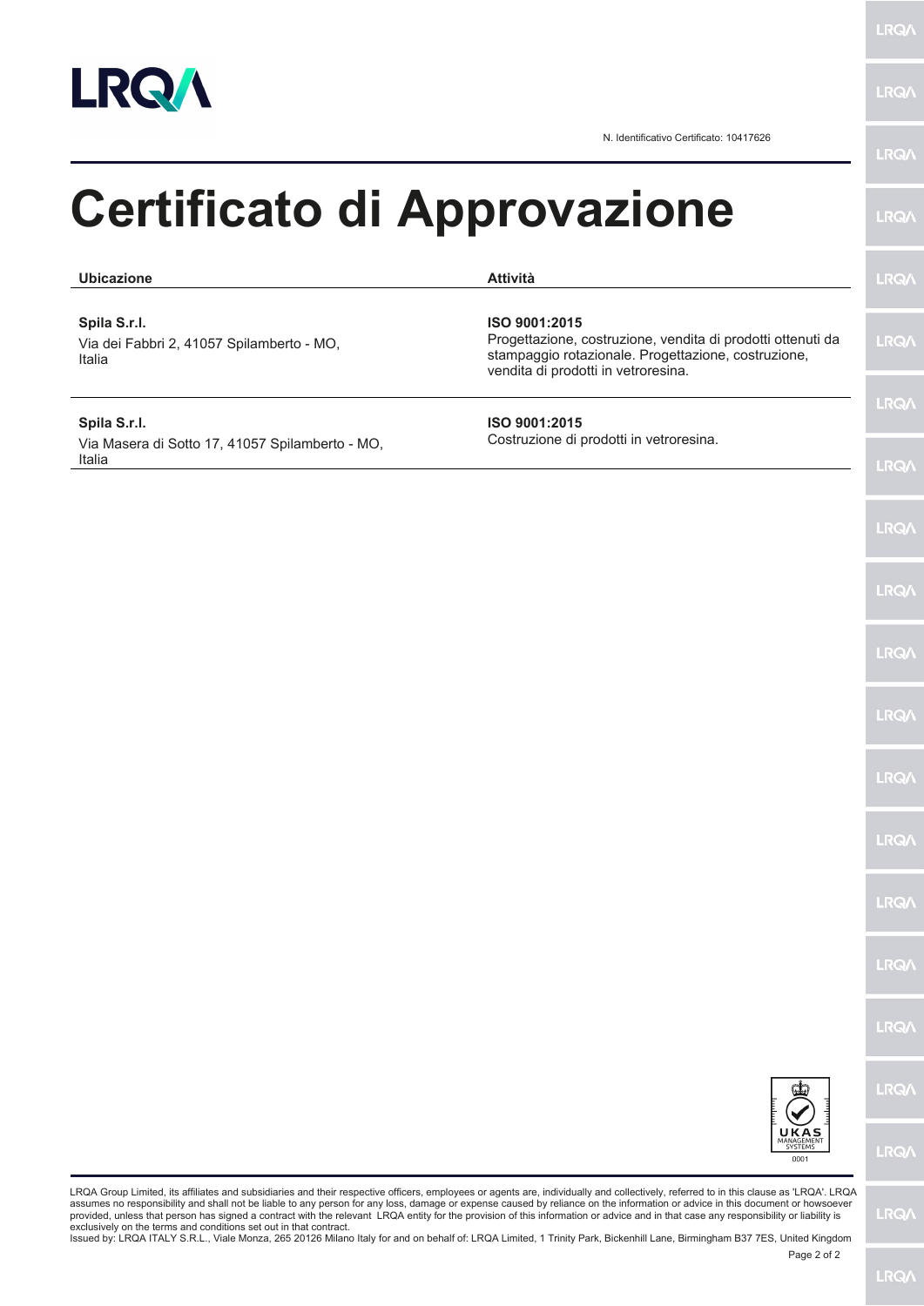N. Identificativo Certificato: 10417626

# Certificato di Approvazione

| Ubicazione | Attività |
| --- | --- |
| **Spila S.r.l.**<br>Via dei Fabbri 2, 41057 Spilamberto - MO, Italia | **ISO 9001:2015**<br>Progettazione, costruzione, vendita di prodotti ottenuti da stampaggio rotazionale. Progettazione, costruzione, vendita di prodotti in vetroresina. |
| **Spila S.r.l.**<br>Via Masera di Sotto 17, 41057 Spilamberto - MO, Italia | **ISO 9001:2015**<br>Costruzione di prodotti in vetroresina. |

UKAS MANAGEMENT SYSTEMS 0001

LRQA Group Limited, its affiliates and subsidiaries and their respective officers, employees or agents are, individually and collectively, referred to in this clause as 'LRQA'. LRQA assumes no responsibility and shall not be liable to any person for any loss, damage or expense caused by reliance on the information or advice in this document or howsoever provided, unless that person has signed a contract with the relevant LRQA entity for the provision of this information or advice and in that case any responsibility or liability is exclusively on the terms and conditions set out in that contract.

Issued by: LRQA ITALY S.R.L., Viale Monza, 265 20126 Milano Italy for and on behalf of: LRQA Limited, 1 Trinity Park, Bickenhill Lane, Birmingham B37 7ES, United Kingdom